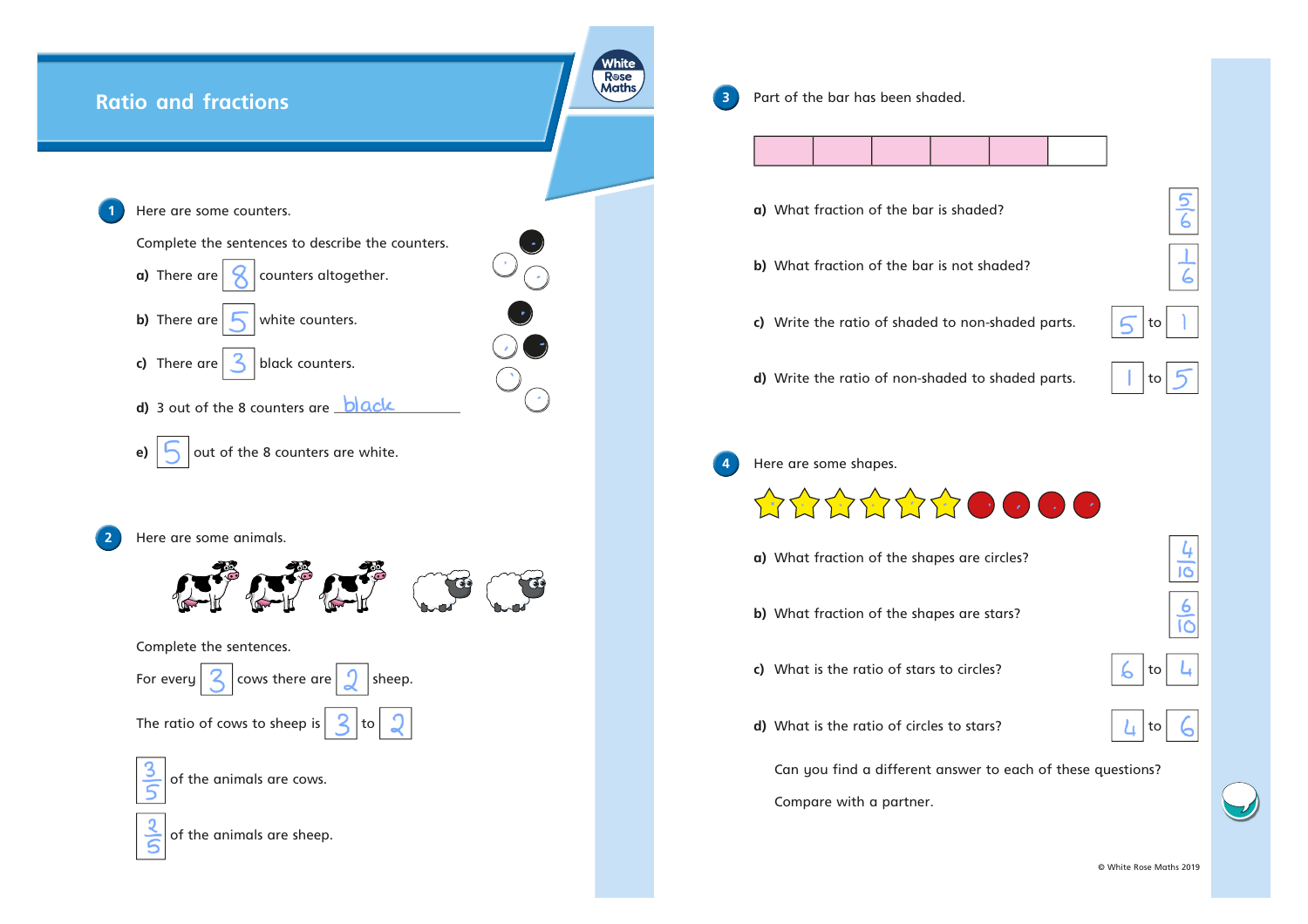# Ratio and fractions

**1** Here are some counters.

Complete the sentences to describe the counters.

a) There are 8 counters altogether.

b) There are 5 white counters.

c) There are 3 black counters.

d) 3 out of the 8 counters are black

e) 5 out of the 8 counters are white.

**2** Here are some animals.

Complete the sentences.

For every 3 cows there are 2 sheep.

The ratio of cows to sheep is 3 to 2

$\frac{3}{5}$ of the animals are cows.

$\frac{2}{5}$ of the animals are sheep.

**3** Part of the bar has been shaded.

a) What fraction of the bar is shaded? $\frac{5}{6}$

b) What fraction of the bar is not shaded? $\frac{1}{6}$

c) Write the ratio of shaded to non-shaded parts. 5 to 1

d) Write the ratio of non-shaded to shaded parts. 1 to 5

**4** Here are some shapes.

a) What fraction of the shapes are circles? $\frac{4}{10}$

b) What fraction of the shapes are stars? $\frac{6}{10}$

c) What is the ratio of stars to circles? 6 to 4

d) What is the ratio of circles to stars? 4 to 6

Can you find a different answer to each of these questions?

Compare with a partner.

© White Rose Maths 2019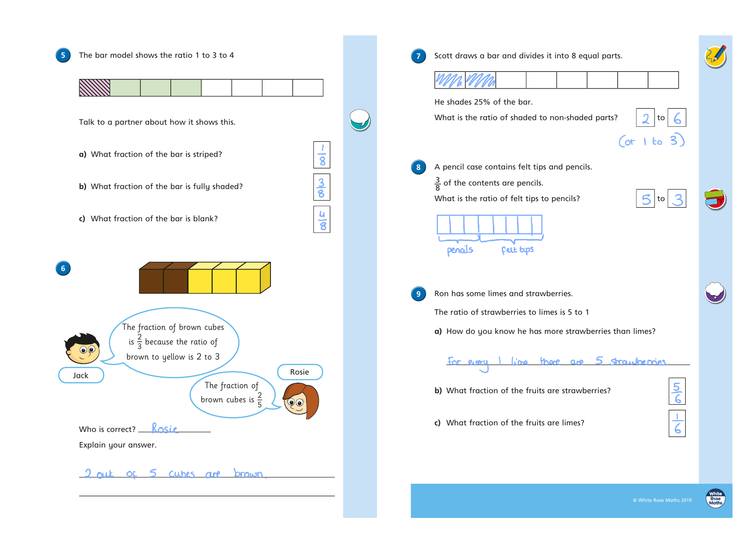**5** The bar model shows the ratio 1 to 3 to 4

Talk to a partner about how it shows this.

**a)** What fraction of the bar is striped? $\frac{1}{8}$

**b)** What fraction of the bar is fully shaded? $\frac{3}{8}$

**c)** What fraction of the bar is blank? $\frac{4}{8}$

**6**

Jack: The fraction of brown cubes is $\frac{2}{3}$ because the ratio of brown to yellow is 2 to 3

Rosie: The fraction of brown cubes is $\frac{2}{5}$

Who is correct? Rosie

Explain your answer.

2 out of 5 cubes are brown.

**7** Scott draws a bar and divides it into 8 equal parts.

He shades 25% of the bar.

What is the ratio of shaded to non-shaded parts? 2 to 6

(or 1 to 3)

**8** A pencil case contains felt tips and pencils.

$\frac{3}{8}$ of the contents are pencils.

What is the ratio of felt tips to pencils? 5 to 3

pencils felt tips

**9** Ron has some limes and strawberries.

The ratio of strawberries to limes is 5 to 1

**a)** How do you know he has more strawberries than limes?

For every 1 lime there are 5 strawberries.

**b)** What fraction of the fruits are strawberries? $\frac{5}{6}$

**c)** What fraction of the fruits are limes? $\frac{1}{6}$